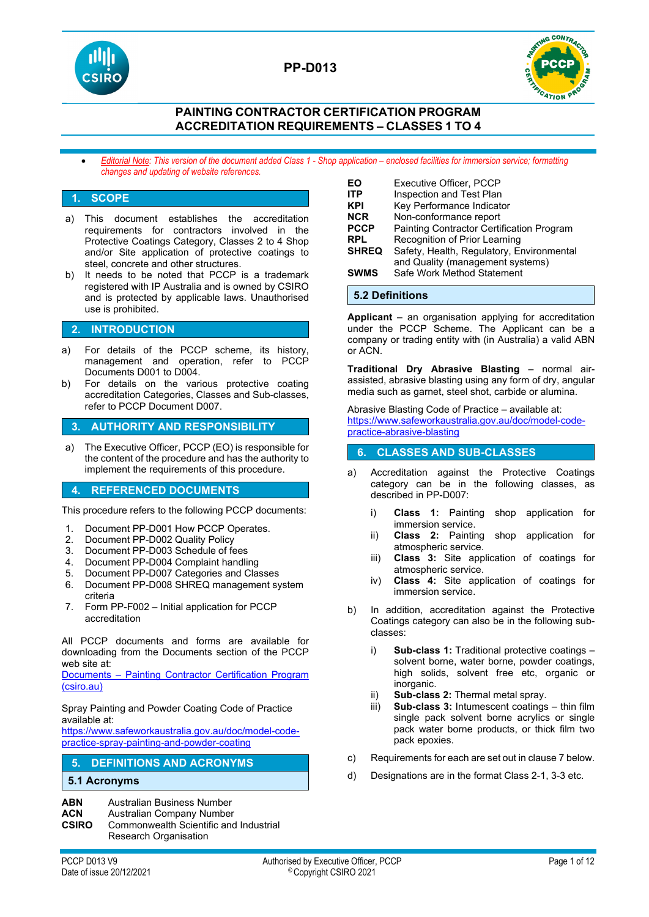# PP-D013

## PAINTING CONTRACTOR CERTIFICATION PROGRAM ACCREDITATION REQUIREMENTS – CLASSES 1 TO 4

- *Editorial Note: This version of the document added Class 1 - Shop application – enclosed facilities for immersion service; formatting changes and updating of website references.*

## 1. SCOPE

a) This document establishes the accreditation requirements for contractors involved in the Protective Coatings Category, Classes 2 to 4 Shop and/or Site application of protective coatings to steel, concrete and other structures.

b) It needs to be noted that PCCP is a trademark registered with IP Australia and is owned by CSIRO and is protected by applicable laws. Unauthorised use is prohibited.

## 2. INTRODUCTION

a) For details of the PCCP scheme, its history, management and operation, refer to PCCP Documents D001 to D004.

b) For details on the various protective coating accreditation Categories, Classes and Sub-classes, refer to PCCP Document D007.

## 3. AUTHORITY AND RESPONSIBILITY

a) The Executive Officer, PCCP (EO) is responsible for the content of the procedure and has the authority to implement the requirements of this procedure.

## 4. REFERENCED DOCUMENTS

This procedure refers to the following PCCP documents:

1. Document PP-D001 How PCCP Operates.
2. Document PP-D002 Quality Policy
3. Document PP-D003 Schedule of fees
4. Document PP-D004 Complaint handling
5. Document PP-D007 Categories and Classes
6. Document PP-D008 SHREQ management system criteria
7. Form PP-F002 – Initial application for PCCP accreditation

All PCCP documents and forms are available for downloading from the Documents section of the PCCP web site at:
[Documents – Painting Contractor Certification Program (csiro.au)]

Spray Painting and Powder Coating Code of Practice available at:
https://www.safeworkaustralia.gov.au/doc/model-code-practice-spray-painting-and-powder-coating

## 5. DEFINITIONS AND ACRONYMS

### 5.1 Acronyms

| | |
|---|---|
| **ABN** | Australian Business Number |
| **ACN** | Australian Company Number |
| **CSIRO** | Commonwealth Scientific and Industrial Research Organisation |
| **EO** | Executive Officer, PCCP |
| **ITP** | Inspection and Test Plan |
| **KPI** | Key Performance Indicator |
| **NCR** | Non-conformance report |
| **PCCP** | Painting Contractor Certification Program |
| **RPL** | Recognition of Prior Learning |
| **SHREQ** | Safety, Health, Regulatory, Environmental and Quality (management systems) |
| **SWMS** | Safe Work Method Statement |

### 5.2 Definitions

**Applicant** – an organisation applying for accreditation under the PCCP Scheme. The Applicant can be a company or trading entity with (in Australia) a valid ABN or ACN.

**Traditional Dry Abrasive Blasting** – normal air-assisted, abrasive blasting using any form of dry, angular media such as garnet, steel shot, carbide or alumina.

Abrasive Blasting Code of Practice – available at:
https://www.safeworkaustralia.gov.au/doc/model-code-practice-abrasive-blasting

## 6. CLASSES AND SUB-CLASSES

a) Accreditation against the Protective Coatings category can be in the following classes, as described in PP-D007:

   i) **Class 1:** Painting shop application for immersion service.
   ii) **Class 2:** Painting shop application for atmospheric service.
   iii) **Class 3:** Site application of coatings for atmospheric service.
   iv) **Class 4:** Site application of coatings for immersion service.

b) In addition, accreditation against the Protective Coatings category can also be in the following sub-classes:

   i) **Sub-class 1:** Traditional protective coatings – solvent borne, water borne, powder coatings, high solids, solvent free etc, organic or inorganic.
   ii) **Sub-class 2:** Thermal metal spray.
   iii) **Sub-class 3:** Intumescent coatings – thin film single pack solvent borne acrylics or single pack water borne products, or thick film two pack epoxies.

c) Requirements for each are set out in clause 7 below.

d) Designations are in the format Class 2-1, 3-3 etc.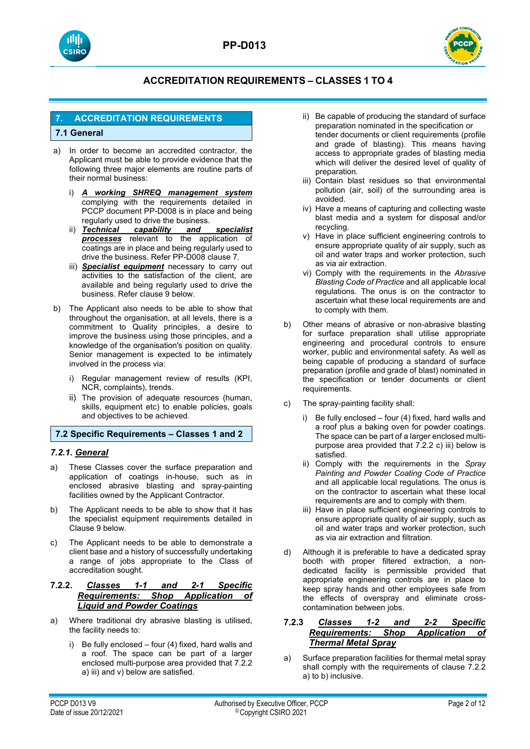## 7. ACCREDITATION REQUIREMENTS

### 7.1 General

a) In order to become an accredited contractor, the Applicant must be able to provide evidence that the following three major elements are routine parts of their normal business:

   i) ***A working SHREQ management system*** complying with the requirements detailed in PCCP document PP-D008 is in place and being regularly used to drive the business.
   
   ii) ***Technical capability and specialist processes*** relevant to the application of coatings are in place and being regularly used to drive the business. Refer PP-D008 clause 7.
   
   iii) ***Specialist equipment*** necessary to carry out activities to the satisfaction of the client, are available and being regularly used to drive the business. Refer clause 9 below.

b) The Applicant also needs to be able to show that throughout the organisation, at all levels, there is a commitment to Quality principles, a desire to improve the business using those principles, and a knowledge of the organisation's position on quality. Senior management is expected to be intimately involved in the process via:

   i) Regular management review of results (KPI, NCR, complaints), trends.
   
   ii) The provision of adequate resources (human, skills, equipment etc) to enable policies, goals and objectives to be achieved.

### 7.2 Specific Requirements – Classes 1 and 2

#### *7.2.1. General*

a) These Classes cover the surface preparation and application of coatings in-house, such as in enclosed abrasive blasting and spray-painting facilities owned by the Applicant Contractor.

b) The Applicant needs to be able to show that it has the specialist equipment requirements detailed in Clause 9 below.

c) The Applicant needs to be able to demonstrate a client base and a history of successfully undertaking a range of jobs appropriate to the Class of accreditation sought.

#### 7.2.2. *Classes 1-1 and 2-1 Specific Requirements: Shop Application of Liquid and Powder Coatings*

a) Where traditional dry abrasive blasting is utilised, the facility needs to:

   i) Be fully enclosed – four (4) fixed, hard walls and a roof. The space can be part of a larger enclosed multi-purpose area provided that 7.2.2 a) iii) and v) below are satisfied.
   
   ii) Be capable of producing the standard of surface preparation nominated in the specification or tender documents or client requirements (profile and grade of blasting). This means having access to appropriate grades of blasting media which will deliver the desired level of quality of preparation.
   
   iii) Contain blast residues so that environmental pollution (air, soil) of the surrounding area is avoided.
   
   iv) Have a means of capturing and collecting waste blast media and a system for disposal and/or recycling.
   
   v) Have in place sufficient engineering controls to ensure appropriate quality of air supply, such as oil and water traps and worker protection, such as via air extraction.
   
   vi) Comply with the requirements in the *Abrasive Blasting Code of Practice* and all applicable local regulations. The onus is on the contractor to ascertain what these local requirements are and to comply with them.

b) Other means of abrasive or non-abrasive blasting for surface preparation shall utilise appropriate engineering and procedural controls to ensure worker, public and environmental safety. As well as being capable of producing a standard of surface preparation (profile and grade of blast) nominated in the specification or tender documents or client requirements.

c) The spray-painting facility shall:

   i) Be fully enclosed – four (4) fixed, hard walls and a roof plus a baking oven for powder coatings. The space can be part of a larger enclosed multi-purpose area provided that 7.2.2 c) iii) below is satisfied.
   
   ii) Comply with the requirements in the *Spray Painting and Powder Coating Code of Practice* and all applicable local regulations. The onus is on the contractor to ascertain what these local requirements are and to comply with them.
   
   iii) Have in place sufficient engineering controls to ensure appropriate quality of air supply, such as oil and water traps and worker protection, such as via air extraction and filtration.

d) Although it is preferable to have a dedicated spray booth with proper filtered extraction, a non-dedicated facility is permissible provided that appropriate engineering controls are in place to keep spray hands and other employees safe from the effects of overspray and eliminate cross-contamination between jobs.

#### 7.2.3 *Classes 1-2 and 2-2 Specific Requirements: Shop Application of Thermal Metal Spray*

a) Surface preparation facilities for thermal metal spray shall comply with the requirements of clause 7.2.2 a) to b) inclusive.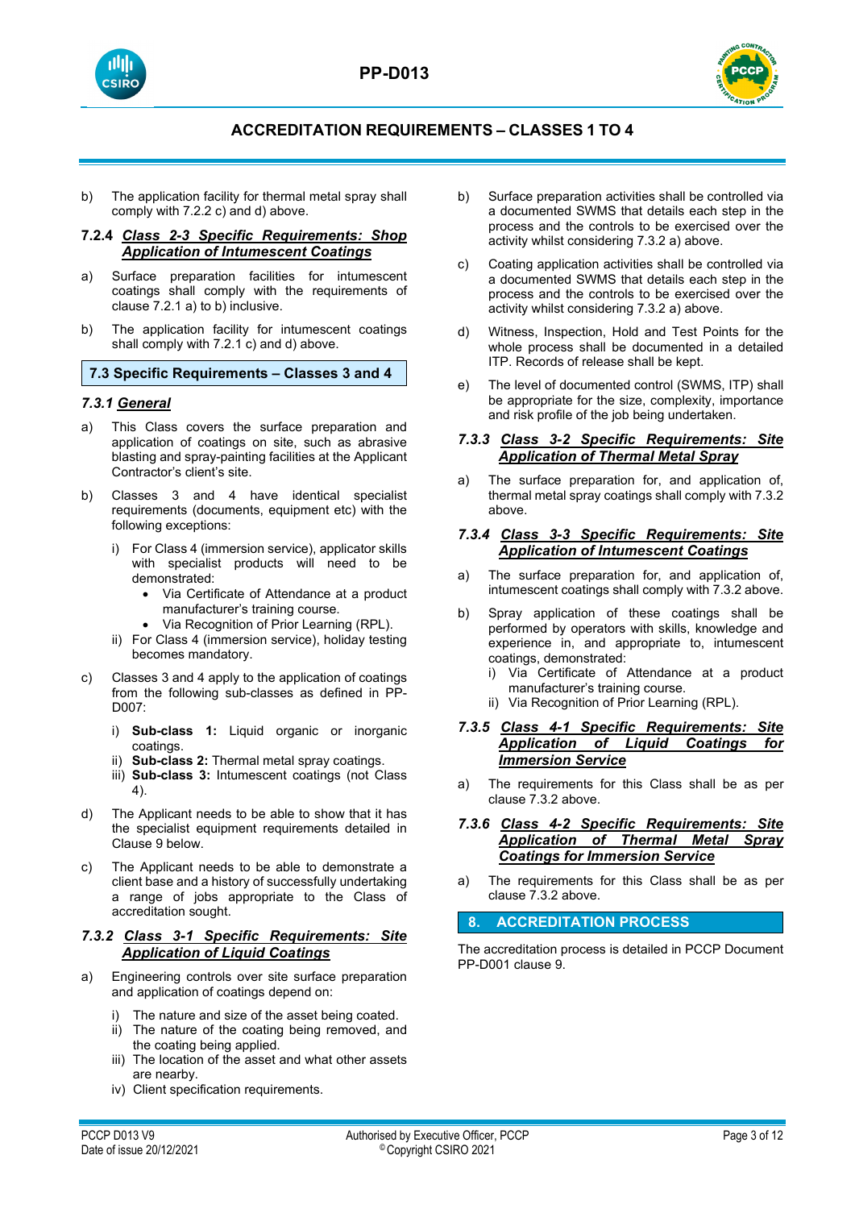b) The application facility for thermal metal spray shall comply with 7.2.2 c) and d) above.

#### 7.2.4 ***Class 2-3 Specific Requirements: Shop Application of Intumescent Coatings***

a) Surface preparation facilities for intumescent coatings shall comply with the requirements of clause 7.2.1 a) to b) inclusive.

b) The application facility for intumescent coatings shall comply with 7.2.1 c) and d) above.

### 7.3 Specific Requirements – Classes 3 and 4

#### *7.3.1 General*

a) This Class covers the surface preparation and application of coatings on site, such as abrasive blasting and spray-painting facilities at the Applicant Contractor's client's site.

b) Classes 3 and 4 have identical specialist requirements (documents, equipment etc) with the following exceptions:

   i) For Class 4 (immersion service), applicator skills with specialist products will need to be demonstrated:
      - Via Certificate of Attendance at a product manufacturer's training course.
      - Via Recognition of Prior Learning (RPL).

   ii) For Class 4 (immersion service), holiday testing becomes mandatory.

c) Classes 3 and 4 apply to the application of coatings from the following sub-classes as defined in PP-D007:

   i) **Sub-class 1:** Liquid organic or inorganic coatings.
   ii) **Sub-class 2:** Thermal metal spray coatings.
   iii) **Sub-class 3:** Intumescent coatings (not Class 4).

d) The Applicant needs to be able to show that it has the specialist equipment requirements detailed in Clause 9 below.

c) The Applicant needs to be able to demonstrate a client base and a history of successfully undertaking a range of jobs appropriate to the Class of accreditation sought.

#### 7.3.2 ***Class 3-1 Specific Requirements: Site Application of Liquid Coatings***

a) Engineering controls over site surface preparation and application of coatings depend on:

   i) The nature and size of the asset being coated.
   ii) The nature of the coating being removed, and the coating being applied.
   iii) The location of the asset and what other assets are nearby.
   iv) Client specification requirements.

b) Surface preparation activities shall be controlled via a documented SWMS that details each step in the process and the controls to be exercised over the activity whilst considering 7.3.2 a) above.

c) Coating application activities shall be controlled via a documented SWMS that details each step in the process and the controls to be exercised over the activity whilst considering 7.3.2 a) above.

d) Witness, Inspection, Hold and Test Points for the whole process shall be documented in a detailed ITP. Records of release shall be kept.

e) The level of documented control (SWMS, ITP) shall be appropriate for the size, complexity, importance and risk profile of the job being undertaken.

#### 7.3.3 ***Class 3-2 Specific Requirements: Site Application of Thermal Metal Spray***

a) The surface preparation for, and application of, thermal metal spray coatings shall comply with 7.3.2 above.

#### 7.3.4 ***Class 3-3 Specific Requirements: Site Application of Intumescent Coatings***

a) The surface preparation for, and application of, intumescent coatings shall comply with 7.3.2 above.

b) Spray application of these coatings shall be performed by operators with skills, knowledge and experience in, and appropriate to, intumescent coatings, demonstrated:

   i) Via Certificate of Attendance at a product manufacturer's training course.
   ii) Via Recognition of Prior Learning (RPL).

#### 7.3.5 ***Class 4-1 Specific Requirements: Site Application of Liquid Coatings for Immersion Service***

a) The requirements for this Class shall be as per clause 7.3.2 above.

#### 7.3.6 ***Class 4-2 Specific Requirements: Site Application of Thermal Metal Spray Coatings for Immersion Service***

a) The requirements for this Class shall be as per clause 7.3.2 above.

## 8. ACCREDITATION PROCESS

The accreditation process is detailed in PCCP Document PP-D001 clause 9.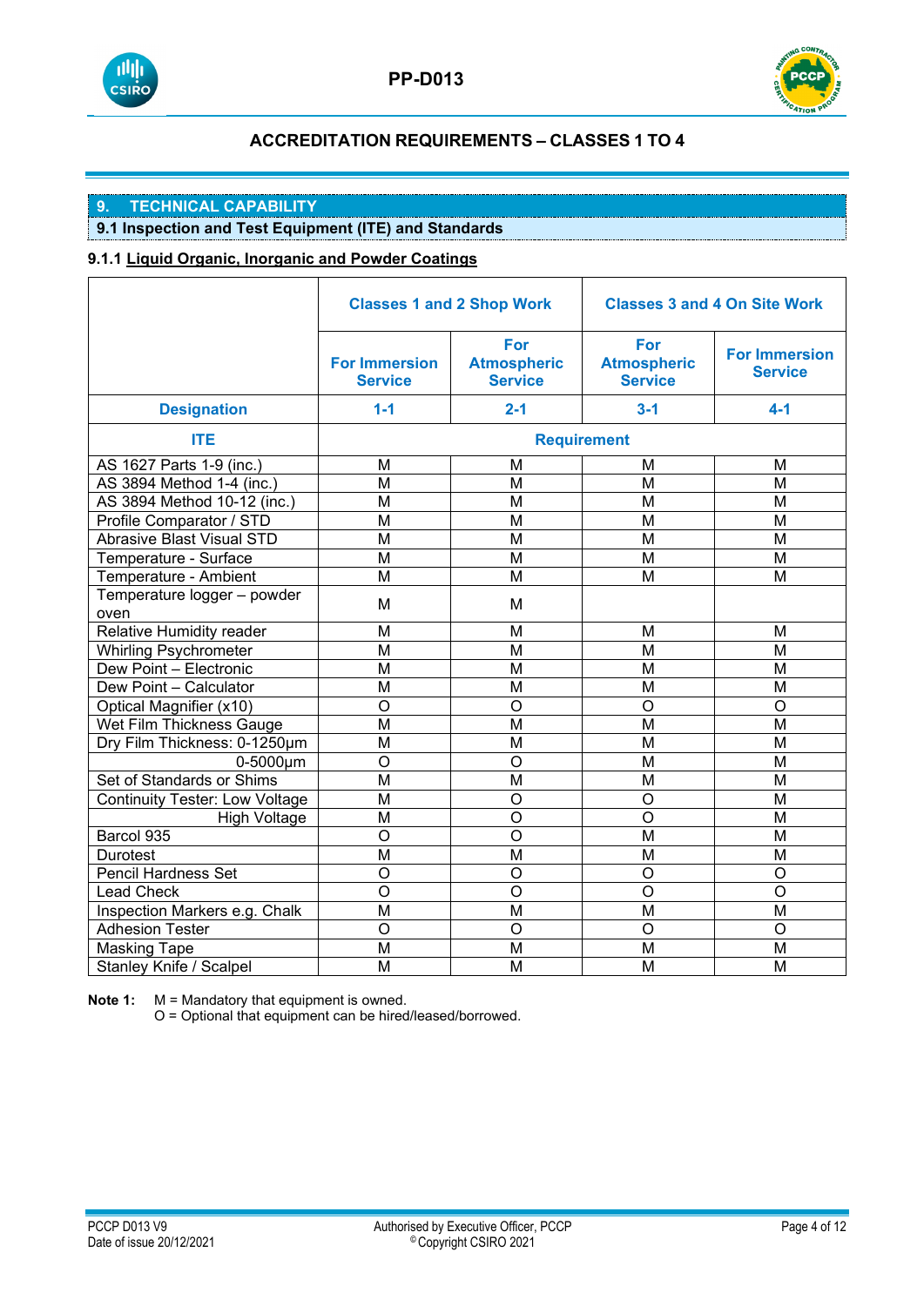## ACCREDITATION REQUIREMENTS – CLASSES 1 TO 4

## 9. TECHNICAL CAPABILITY

### 9.1 Inspection and Test Equipment (ITE) and Standards

#### 9.1.1 Liquid Organic, Inorganic and Powder Coatings

| | Classes 1 and 2 Shop Work | | Classes 3 and 4 On Site Work | |
|---|---|---|---|---|
| | For Immersion Service | For Atmospheric Service | For Atmospheric Service | For Immersion Service |
| **Designation** | **1-1** | **2-1** | **3-1** | **4-1** |
| **ITE** | **Requirement** | | | |
| AS 1627 Parts 1-9 (inc.) | M | M | M | M |
| AS 3894 Method 1-4 (inc.) | M | M | M | M |
| AS 3894 Method 10-12 (inc.) | M | M | M | M |
| Profile Comparator / STD | M | M | M | M |
| Abrasive Blast Visual STD | M | M | M | M |
| Temperature - Surface | M | M | M | M |
| Temperature - Ambient | M | M | M | M |
| Temperature logger – powder oven | M | M | | |
| Relative Humidity reader | M | M | M | M |
| Whirling Psychrometer | M | M | M | M |
| Dew Point – Electronic | M | M | M | M |
| Dew Point – Calculator | M | M | M | M |
| Optical Magnifier (x10) | O | O | O | O |
| Wet Film Thickness Gauge | M | M | M | M |
| Dry Film Thickness: 0-1250µm | M | M | M | M |
| 0-5000µm | O | O | M | M |
| Set of Standards or Shims | M | M | M | M |
| Continuity Tester: Low Voltage | M | O | O | M |
| High Voltage | M | O | O | M |
| Barcol 935 | O | O | M | M |
| Durotest | M | M | M | M |
| Pencil Hardness Set | O | O | O | O |
| Lead Check | O | O | O | O |
| Inspection Markers e.g. Chalk | M | M | M | M |
| Adhesion Tester | O | O | O | O |
| Masking Tape | M | M | M | M |
| Stanley Knife / Scalpel | M | M | M | M |

**Note 1:** M = Mandatory that equipment is owned.
O = Optional that equipment can be hired/leased/borrowed.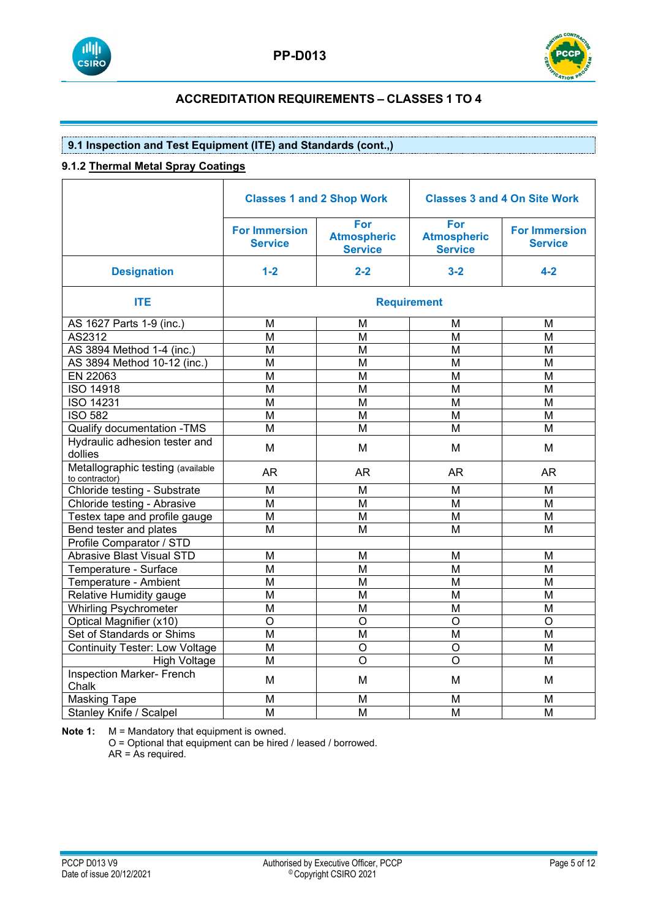## ACCREDITATION REQUIREMENTS – CLASSES 1 TO 4

### 9.1 Inspection and Test Equipment (ITE) and Standards (cont..)

#### 9.1.2 Thermal Metal Spray Coatings

| | Classes 1 and 2 Shop Work | | Classes 3 and 4 On Site Work | |
|---|---|---|---|---|
| | For Immersion Service | For Atmospheric Service | For Atmospheric Service | For Immersion Service |
| **Designation** | **1-2** | **2-2** | **3-2** | **4-2** |
| **ITE** | **Requirement** | | | |
| AS 1627 Parts 1-9 (inc.) | M | M | M | M |
| AS2312 | M | M | M | M |
| AS 3894 Method 1-4 (inc.) | M | M | M | M |
| AS 3894 Method 10-12 (inc.) | M | M | M | M |
| EN 22063 | M | M | M | M |
| ISO 14918 | M | M | M | M |
| ISO 14231 | M | M | M | M |
| ISO 582 | M | M | M | M |
| Qualify documentation -TMS | M | M | M | M |
| Hydraulic adhesion tester and dollies | M | M | M | M |
| Metallographic testing (available to contractor) | AR | AR | AR | AR |
| Chloride testing - Substrate | M | M | M | M |
| Chloride testing - Abrasive | M | M | M | M |
| Testex tape and profile gauge | M | M | M | M |
| Bend tester and plates | M | M | M | M |
| Profile Comparator / STD | | | | |
| Abrasive Blast Visual STD | M | M | M | M |
| Temperature - Surface | M | M | M | M |
| Temperature - Ambient | M | M | M | M |
| Relative Humidity gauge | M | M | M | M |
| Whirling Psychrometer | M | M | M | M |
| Optical Magnifier (x10) | O | O | O | O |
| Set of Standards or Shims | M | M | M | M |
| Continuity Tester: Low Voltage | M | O | O | M |
| High Voltage | M | O | O | M |
| Inspection Marker- French Chalk | M | M | M | M |
| Masking Tape | M | M | M | M |
| Stanley Knife / Scalpel | M | M | M | M |

**Note 1:** M = Mandatory that equipment is owned.
O = Optional that equipment can be hired / leased / borrowed.
AR = As required.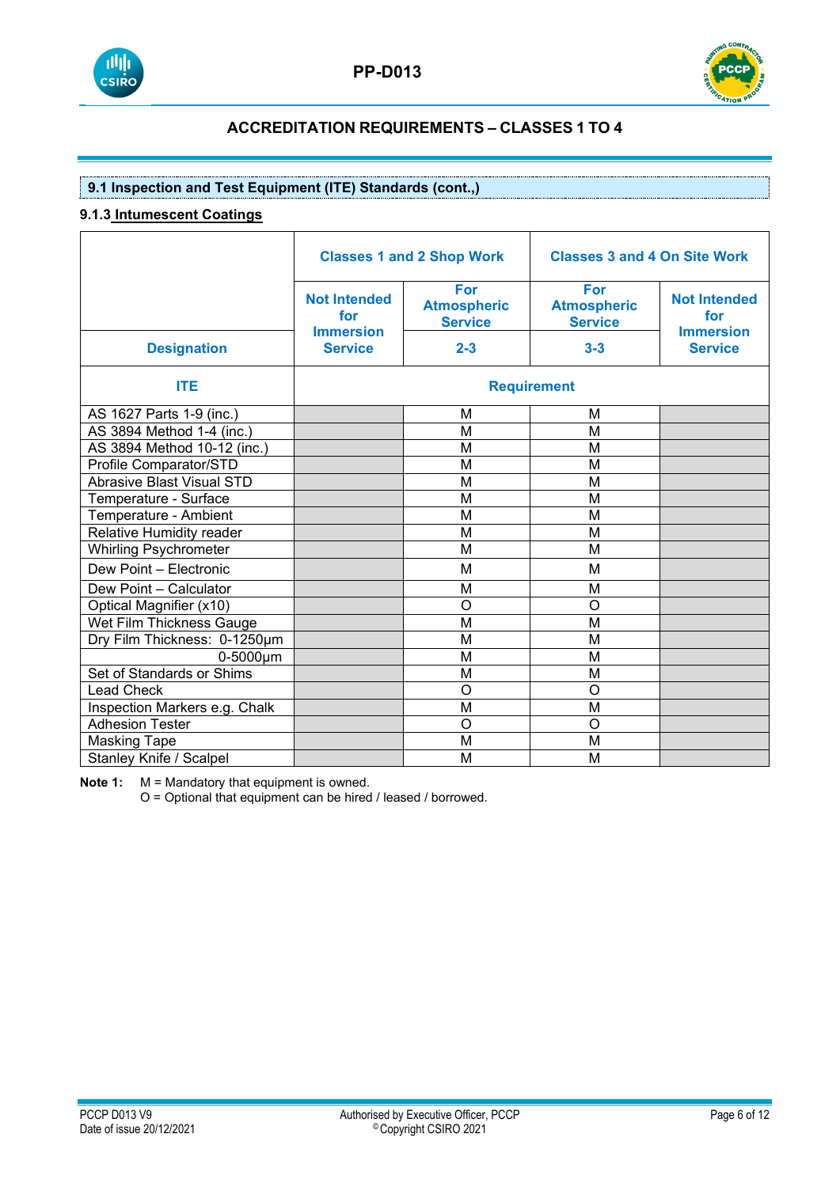## ACCREDITATION REQUIREMENTS – CLASSES 1 TO 4

### 9.1 Inspection and Test Equipment (ITE) Standards (cont.,)

#### 9.1.3 Intumescent Coatings

| | Classes 1 and 2 Shop Work | | Classes 3 and 4 On Site Work | |
|---|---|---|---|---|
| Designation | Not Intended for Immersion Service | For Atmospheric Service 2-3 | For Atmospheric Service 3-3 | Not Intended for Immersion Service |
| ITE | Requirement | | | |
| AS 1627 Pars 1-9 (inc.) | | M | M | |
| AS 3894 Method 1-4 (inc.) | | M | M | |
| AS 3894 Method 10-12 (inc.) | | M | M | |
| Profile Comparator/STD | | M | M | |
| Abrasive Blast Visual STD | | M | M | |
| Temperature - Surface | | M | M | |
| Temperature - Ambient | | M | M | |
| Relative Humidity reader | | M | M | |
| Whirling Psychrometer | | M | M | |
| Dew Point – Electronic | | M | M | |
| Dew Point – Calculator | | M | M | |
| Optical Magnifier (x10) | | O | O | |
| Wet Film Thickness Gauge | | M | M | |
| Dry Film Thickness: 0-1250µm | | M | M | |
| 0-5000µm | | M | M | |
| Set of Standards or Shims | | M | M | |
| Lead Check | | O | O | |
| Inspection Markers e.g. Chalk | | M | M | |
| Adhesion Tester | | O | O | |
| Masking Tape | | M | M | |
| Stanley Knife / Scalpel | | M | M | |

**Note 1:** M = Mandatory that equipment is owned.
O = Optional that equipment can be hired / leased / borrowed.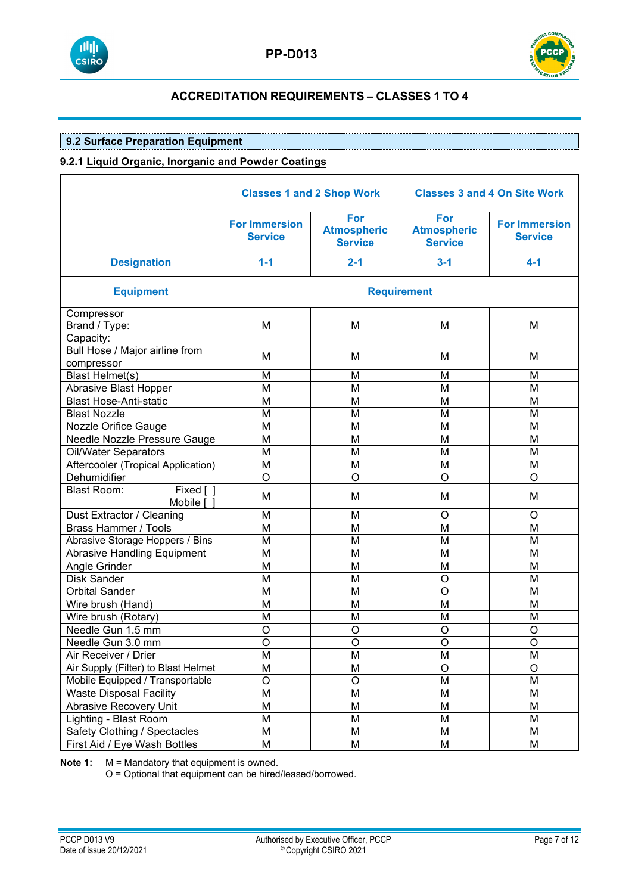## 9.2 Surface Preparation Equipment

### 9.2.1 Liquid Organic, Inorganic and Powder Coatings

| | Classes 1 and 2 Shop Work | | Classes 3 and 4 On Site Work | |
|---|---|---|---|---|
| | For Immersion Service | For Atmospheric Service | For Atmospheric Service | For Immersion Service |
| **Designation** | **1-1** | **2-1** | **3-1** | **4-1** |
| **Equipment** | **Requirement** | | | |
| Compressor Brand / Type: Capacity: | M | M | M | M |
| Bull Hose / Major airline from compressor | M | M | M | M |
| Blast Helmet(s) | M | M | M | M |
| Abrasive Blast Hopper | M | M | M | M |
| Blast Hose-Anti-static | M | M | M | M |
| Blast Nozzle | M | M | M | M |
| Nozzle Orifice Gauge | M | M | M | M |
| Needle Nozzle Pressure Gauge | M | M | M | M |
| Oil/Water Separators | M | M | M | M |
| Aftercooler (Tropical Application) | M | M | M | M |
| Dehumidifier | O | O | O | O |
| Blast Room: Fixed [ ] Mobile [ ] | M | M | M | M |
| Dust Extractor / Cleaning | M | M | O | O |
| Brass Hammer / Tools | M | M | M | M |
| Abrasive Storage Hoppers / Bins | M | M | M | M |
| Abrasive Handling Equipment | M | M | M | M |
| Angle Grinder | M | M | M | M |
| Disk Sander | M | M | O | M |
| Orbital Sander | M | M | O | M |
| Wire brush (Hand) | M | M | M | M |
| Wire brush (Rotary) | M | M | M | M |
| Needle Gun 1.5 mm | O | O | O | O |
| Needle Gun 3.0 mm | O | O | O | O |
| Air Receiver / Drier | M | M | M | M |
| Air Supply (Filter) to Blast Helmet | M | M | O | O |
| Mobile Equipped / Transportable | O | O | M | M |
| Waste Disposal Facility | M | M | M | M |
| Abrasive Recovery Unit | M | M | M | M |
| Lighting - Blast Room | M | M | M | M |
| Safety Clothing / Spectacles | M | M | M | M |
| First Aid / Eye Wash Bottles | M | M | M | M |

**Note 1:** M = Mandatory that equipment is owned.
O = Optional that equipment can be hired/leased/borrowed.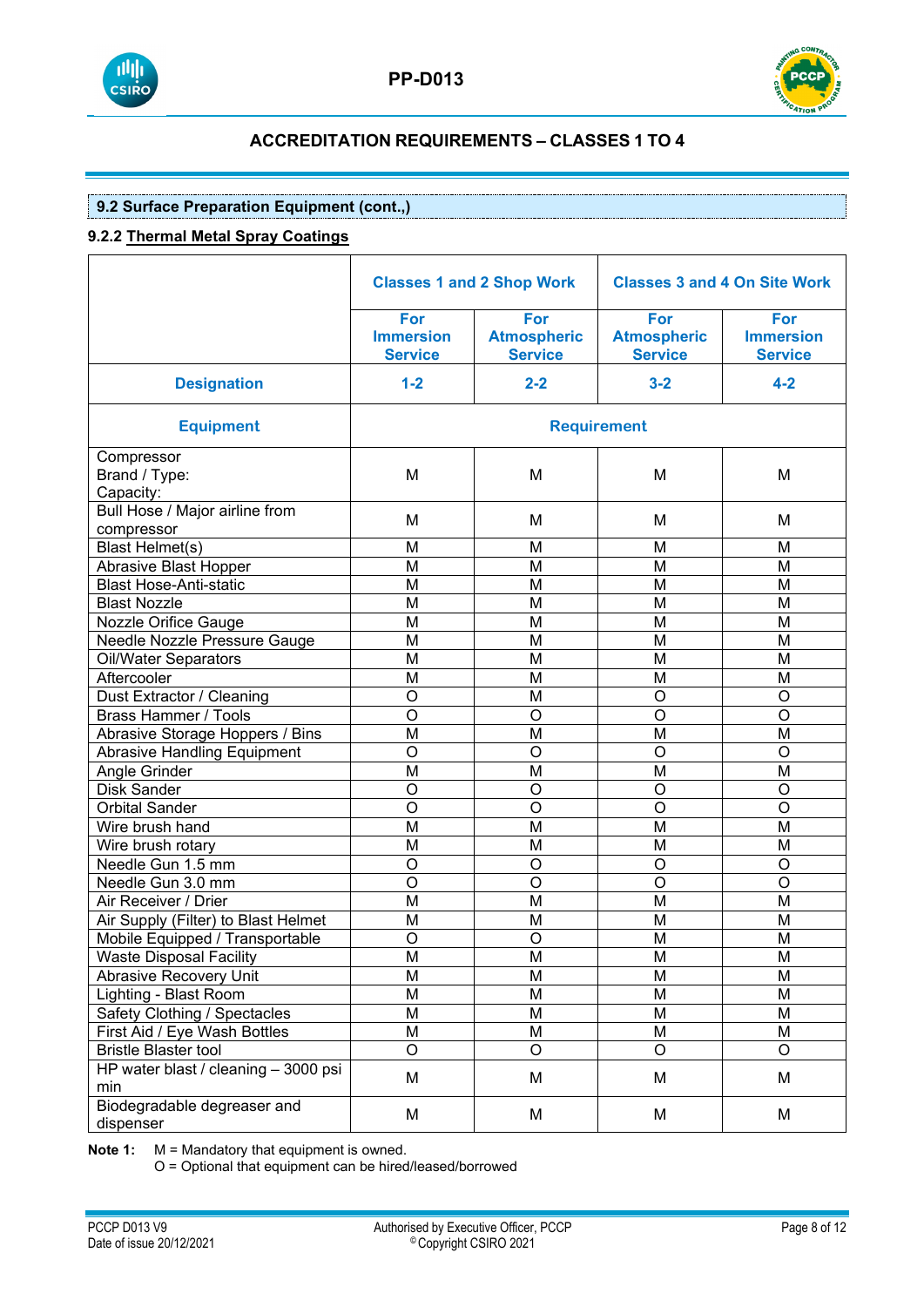## ACCREDITATION REQUIREMENTS – CLASSES 1 TO 4

### 9.2 Surface Preparation Equipment (cont.,)

#### 9.2.2 Thermal Metal Spray Coatings

| | Classes 1 and 2 Shop Work | | Classes 3 and 4 On Site Work | |
|---|---|---|---|---|
| | For Immersion Service | For Atmospheric Service | For Atmospheric Service | For Immersion Service |
| **Designation** | **1-2** | **2-2** | **3-2** | **4-2** |
| **Equipment** | **Requirement** | | | |
| Compressor<br>Brand / Type:<br>Capacity: | M | M | M | M |
| Bull Hose / Major airline from compressor | M | M | M | M |
| Blast Helmet(s) | M | M | M | M |
| Abrasive Blast Hopper | M | M | M | M |
| Blast Hose-Anti-static | M | M | M | M |
| Blast Nozzle | M | M | M | M |
| Nozzle Orifice Gauge | M | M | M | M |
| Needle Nozzle Pressure Gauge | M | M | M | M |
| Oil/Water Separators | M | M | M | M |
| Aftercooler | M | M | M | M |
| Dust Extractor / Cleaning | O | M | O | O |
| Brass Hammer / Tools | O | O | O | O |
| Abrasive Storage Hoppers / Bins | M | M | M | M |
| Abrasive Handling Equipment | O | O | O | O |
| Angle Grinder | M | M | M | M |
| Disk Sander | O | O | O | O |
| Orbital Sander | O | O | O | O |
| Wire brush hand | M | M | M | M |
| Wire brush rotary | M | M | M | M |
| Needle Gun 1.5 mm | O | O | O | O |
| Needle Gun 3.0 mm | O | O | O | O |
| Air Receiver / Drier | M | M | M | M |
| Air Supply (Filter) to Blast Helmet | M | M | M | M |
| Mobile Equipped / Transportable | O | O | M | M |
| Waste Disposal Facility | M | M | M | M |
| Abrasive Recovery Unit | M | M | M | M |
| Lighting - Blast Room | M | M | M | M |
| Safety Clothing / Spectacles | M | M | M | M |
| First Aid / Eye Wash Bottles | M | M | M | M |
| Bristle Blaster tool | O | O | O | O |
| HP water blast / cleaning – 3000 psi min | M | M | M | M |
| Biodegradable degreaser and dispenser | M | M | M | M |

**Note 1:** M = Mandatory that equipment is owned.
O = Optional that equipment can be hired/leased/borrowed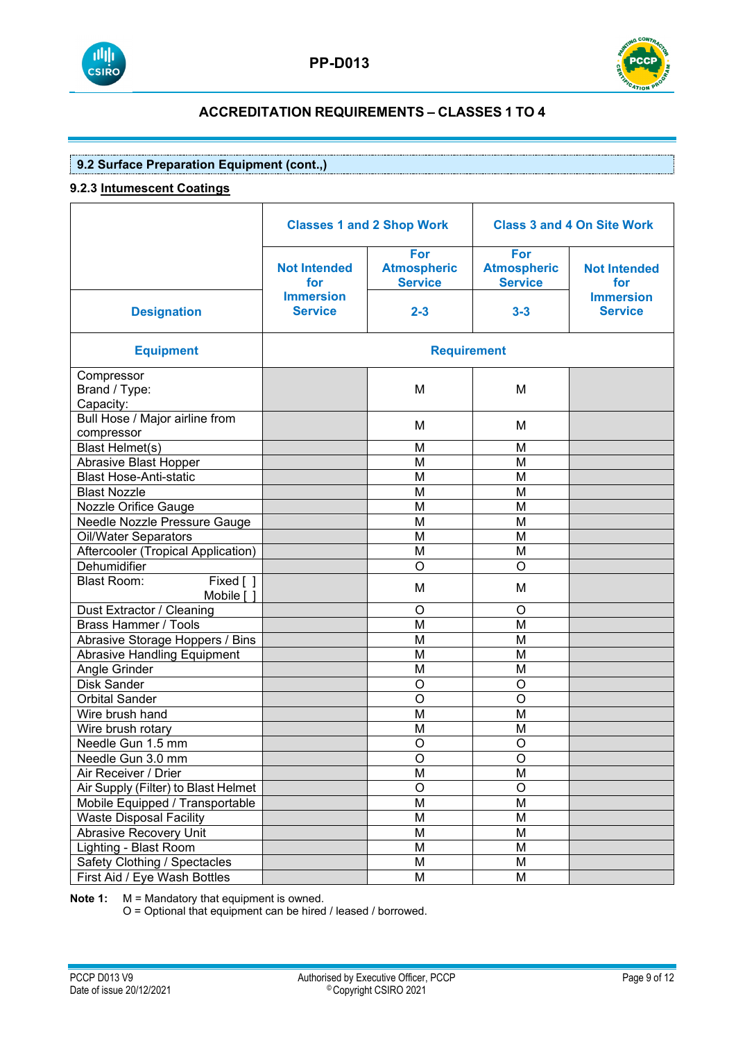## ACCREDITATION REQUIREMENTS – CLASSES 1 TO 4

### 9.2 Surface Preparation Equipment (cont.,)

#### 9.2.3 Intumescent Coatings

| Designation | Classes 1 and 2 Shop Work | | Class 3 and 4 On Site Work | |
|---|---|---|---|---|
| | Not Intended for Immersion Service | For Atmospheric Service 2-3 | For Atmospheric Service 3-3 | Not Intended for Immersion Service |
| **Equipment** | **Requirement** | | | |
| Compressor Brand / Type: Capacity: | | M | M | |
| Bull Hose / Major airline from compressor | | M | M | |
| Blast Helmet(s) | | M | M | |
| Abrasive Blast Hopper | | M | M | |
| Blast Hose-Anti-static | | M | M | |
| Blast Nozzle | | M | M | |
| Nozzle Orifice Gauge | | M | M | |
| Needle Nozzle Pressure Gauge | | M | M | |
| Oil/Water Separators | | M | M | |
| Aftercooler (Tropical Application) | | M | M | |
| Dehumidifier | | O | O | |
| Blast Room: Fixed [ ] Mobile [ ] | | M | M | |
| Dust Extractor / Cleaning | | O | O | |
| Brass Hammer / Tools | | M | M | |
| Abrasive Storage Hoppers / Bins | | M | M | |
| Abrasive Handling Equipment | | M | M | |
| Angle Grinder | | M | M | |
| Disk Sander | | O | O | |
| Orbital Sander | | O | O | |
| Wire brush hand | | M | M | |
| Wire brush rotary | | M | M | |
| Needle Gun 1.5 mm | | O | O | |
| Needle Gun 3.0 mm | | O | O | |
| Air Receiver / Drier | | M | M | |
| Air Supply (Filter) to Blast Helmet | | O | O | |
| Mobile Equipped / Transportable | | M | M | |
| Waste Disposal Facility | | M | M | |
| Abrasive Recovery Unit | | M | M | |
| Lighting - Blast Room | | M | M | |
| Safety Clothing / Spectacles | | M | M | |
| First Aid / Eye Wash Bottles | | M | M | |

**Note 1:** M = Mandatory that equipment is owned.
O = Optional that equipment can be hired / leased / borrowed.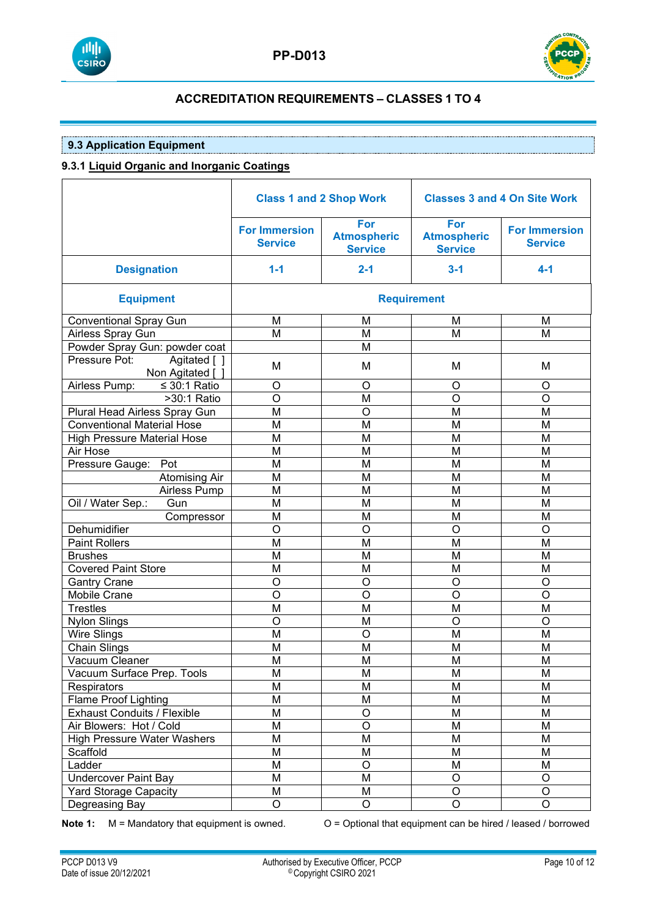## ACCREDITATION REQUIREMENTS – CLASSES 1 TO 4

### 9.3 Application Equipment

#### 9.3.1 Liquid Organic and Inorganic Coatings

| | **Class 1 and 2 Shop Work** | | **Classes 3 and 4 On Site Work** | |
|---|---|---|---|---|
| | **For Immersion Service** | **For Atmospheric Service** | **For Atmospheric Service** | **For Immersion Service** |
| **Designation** | **1-1** | **2-1** | **3-1** | **4-1** |
| **Equipment** | **Requirement** | | | |
| Conventional Spray Gun | M | M | M | M |
| Airless Spray Gun | M | M | M | M |
| Powder Spray Gun: powder coat | | M | | |
| Pressure Pot: Agitated [ ] Non Agitated [ ] | M | M | M | M |
| Airless Pump: ≤ 30:1 Ratio | O | O | O | O |
| >30:1 Ratio | O | M | O | O |
| Plural Head Airless Spray Gun | M | O | M | M |
| Conventional Material Hose | M | M | M | M |
| High Pressure Material Hose | M | M | M | M |
| Air Hose | M | M | M | M |
| Pressure Gauge: Pot | M | M | M | M |
| Atomising Air | M | M | M | M |
| Airless Pump | M | M | M | M |
| Oil / Water Sep.: Gun | M | M | M | M |
| Compressor | M | M | M | M |
| Dehumidifier | O | O | O | O |
| Paint Rollers | M | M | M | M |
| Brushes | M | M | M | M |
| Covered Paint Store | M | M | M | M |
| Gantry Crane | O | O | O | O |
| Mobile Crane | O | O | O | O |
| Trestles | M | M | M | M |
| Nylon Slings | O | M | O | O |
| Wire Slings | M | O | M | M |
| Chain Slings | M | M | M | M |
| Vacuum Cleaner | M | M | M | M |
| Vacuum Surface Prep. Tools | M | M | M | M |
| Respirators | M | M | M | M |
| Flame Proof Lighting | M | M | M | M |
| Exhaust Conduits / Flexible | M | O | M | M |
| Air Blowers: Hot / Cold | M | O | M | M |
| High Pressure Water Washers | M | M | M | M |
| Scaffold | M | M | M | M |
| Ladder | M | O | M | M |
| Undercover Paint Bay | M | M | O | O |
| Yard Storage Capacity | M | M | O | O |
| Degreasing Bay | O | O | O | O |

**Note 1:** M = Mandatory that equipment is owned. O = Optional that equipment can be hired / leased / borrowed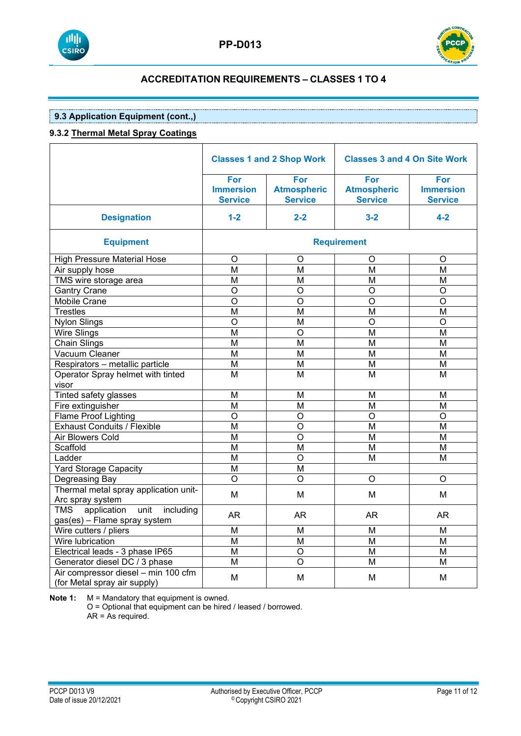## 9.3 Application Equipment (cont.,)

### 9.3.2 Thermal Metal Spray Coatings

| | Classes 1 and 2 Shop Work | | Classes 3 and 4 On Site Work | |
|---|---|---|---|---|
| | For Immersion Service | For Atmospheric Service | For Atmospheric Service | For Immersion Service |
| **Designation** | **1-2** | **2-2** | **3-2** | **4-2** |
| **Equipment** | **Requirement** | | | |
| High Pressure Material Hose | O | O | O | O |
| Air supply hose | M | M | M | M |
| TMS wire storage area | M | M | M | M |
| Gantry Crane | O | O | O | O |
| Mobile Crane | O | O | O | O |
| Trestles | M | M | M | M |
| Nylon Slings | O | M | O | O |
| Wire Slings | M | O | M | M |
| Chain Slings | M | M | M | M |
| Vacuum Cleaner | M | M | M | M |
| Respirators – metallic particle | M | M | M | M |
| Operator Spray helmet with tinted visor | M | M | M | M |
| Tinted safety glasses | M | M | M | M |
| Fire extinguisher | M | M | M | M |
| Flame Proof Lighting | O | O | O | O |
| Exhaust Conduits / Flexible | M | O | M | M |
| Air Blowers Cold | M | O | M | M |
| Scaffold | M | M | M | M |
| Ladder | M | O | M | M |
| Yard Storage Capacity | M | M | | |
| Degreasing Bay | O | O | O | O |
| Thermal metal spray application unit- Arc spray system | M | M | M | M |
| TMS application unit including gas(es) – Flame spray system | AR | AR | AR | AR |
| Wire cutters / pliers | M | M | M | M |
| Wire lubrication | M | M | M | M |
| Electrical leads - 3 phase IP65 | M | O | M | M |
| Generator diesel DC / 3 phase | M | O | M | M |
| Air compressor diesel – min 100 cfm (for Metal spray air supply) | M | M | M | M |

**Note 1:** M = Mandatory that equipment is owned.
O = Optional that equipment can be hired / leased / borrowed.
AR = As required.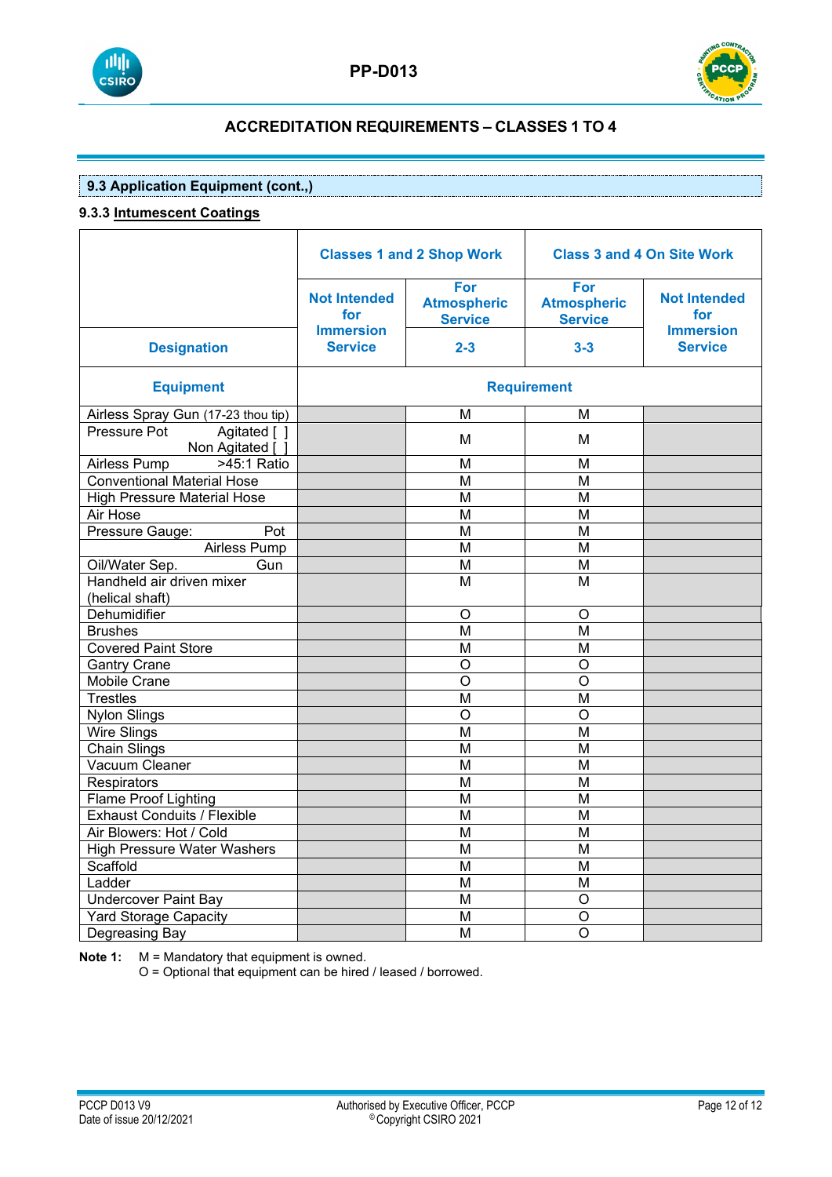## ACCREDITATION REQUIREMENTS – CLASSES 1 TO 4

### 9.3 Application Equipment (cont.,)

#### 9.3.3 Intumescent Coatings

| | Classes 1 and 2 Shop Work | | Class 3 and 4 On Site Work | |
|---|---|---|---|---|
| | Not Intended for Immersion Service | For Atmospheric Service | For Atmospheric Service | Not Intended for Immersion Service |
| **Designation** | | 2-3 | 3-3 | |
| **Equipment** | **Requirement** | | | |
| Airless Spray Gun (17-23 thou tip) | | M | M | |
| Pressure Pot Agitated [ ] Non Agitated [ ] | | M | M | |
| Airless Pump >45:1 Ratio | | M | M | |
| Conventional Material Hose | | M | M | |
| High Pressure Material Hose | | M | M | |
| Air Hose | | M | M | |
| Pressure Gauge: Pot | | M | M | |
| Airless Pump | | M | M | |
| Oil/Water Sep. Gun | | M | M | |
| Handheld air driven mixer (helical shaft) | | M | M | |
| Dehumidifier | | O | O | |
| Brushes | | M | M | |
| Covered Paint Store | | M | M | |
| Gantry Crane | | O | O | |
| Mobile Crane | | O | O | |
| Trestles | | M | M | |
| Nylon Slings | | O | O | |
| Wire Slings | | M | M | |
| Chain Slings | | M | M | |
| Vacuum Cleaner | | M | M | |
| Respirators | | M | M | |
| Flame Proof Lighting | | M | M | |
| Exhaust Conduits / Flexible | | M | M | |
| Air Blowers: Hot / Cold | | M | M | |
| High Pressure Water Washers | | M | M | |
| Scaffold | | M | M | |
| Ladder | | M | M | |
| Undercover Paint Bay | | M | O | |
| Yard Storage Capacity | | M | O | |
| Degreasing Bay | | M | O | |

**Note 1:** M = Mandatory that equipment is owned.
O = Optional that equipment can be hired / leased / borrowed.